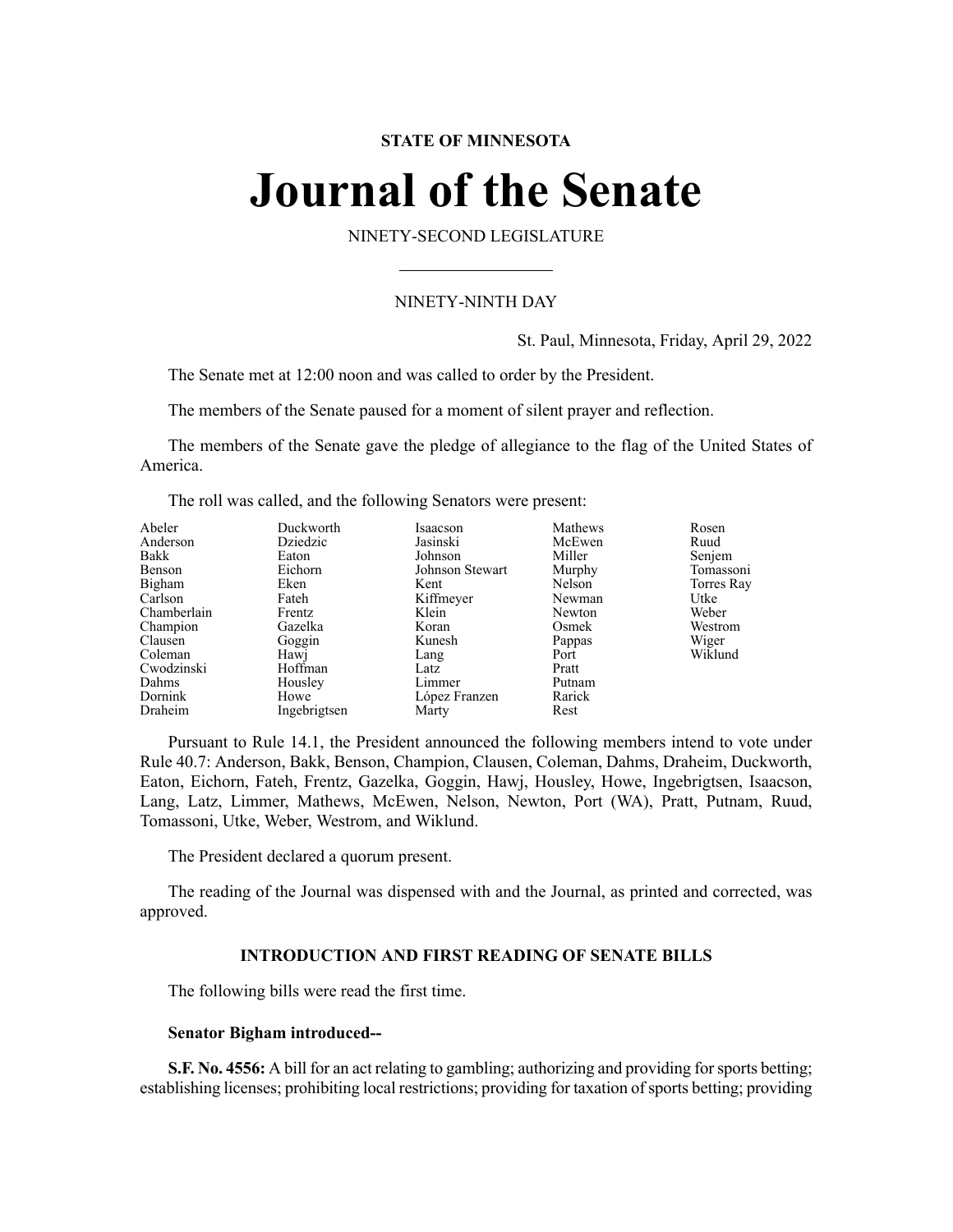**STATE OF MINNESOTA**

# Journal of the Senate

NINETY-SECOND LEGISLATURE

---

NINETY-NINTH DAY

St. Paul, Minnesota, Friday, April 29, 2022

The Senate met at 12:00 noon and was called to order by the President.

The members of the Senate paused for a moment of silent prayer and reflection.

The members of the Senate gave the pledge of allegiance to the flag of the United States of America.

The roll was called, and the following Senators were present:

| | | | | |
|---|---|---|---|---|
| Abeler | Duckworth | Isaacson | Mathews | Rosen |
| Anderson | Dziedzic | Jasinski | McEwen | Ruud |
| Bakk | Eaton | Johnson | Miller | Senjem |
| Benson | Eichorn | Johnson Stewart | Murphy | Tomassoni |
| Bigham | Eken | Kent | Nelson | Torres Ray |
| Carlson | Fateh | Kiffmeyer | Newman | Utke |
| Chamberlain | Frentz | Klein | Newton | Weber |
| Champion | Gazelka | Koran | Osmek | Westrom |
| Clausen | Goggin | Kunesh | Pappas | Wiger |
| Coleman | Hawj | Lang | Port | Wiklund |
| Cwodzinski | Hoffman | Latz | Pratt | |
| Dahms | Housley | Limmer | Putnam | |
| Dornink | Howe | López Franzen | Rarick | |
| Draheim | Ingebrigtsen | Marty | Rest | |

Pursuant to Rule 14.1, the President announced the following members intend to vote under Rule 40.7: Anderson, Bakk, Benson, Champion, Clausen, Coleman, Dahms, Draheim, Duckworth, Eaton, Eichorn, Fateh, Frentz, Gazelka, Goggin, Hawj, Housley, Howe, Ingebrigtsen, Isaacson, Lang, Latz, Limmer, Mathews, McEwen, Nelson, Newton, Port (WA), Pratt, Putnam, Ruud, Tomassoni, Utke, Weber, Westrom, and Wiklund.

The President declared a quorum present.

The reading of the Journal was dispensed with and the Journal, as printed and corrected, was approved.

### INTRODUCTION AND FIRST READING OF SENATE BILLS

The following bills were read the first time.

**Senator Bigham introduced--**

**S.F. No. 4556:** A bill for an act relating to gambling; authorizing and providing for sports betting; establishing licenses; prohibiting local restrictions; providing for taxation of sports betting; providing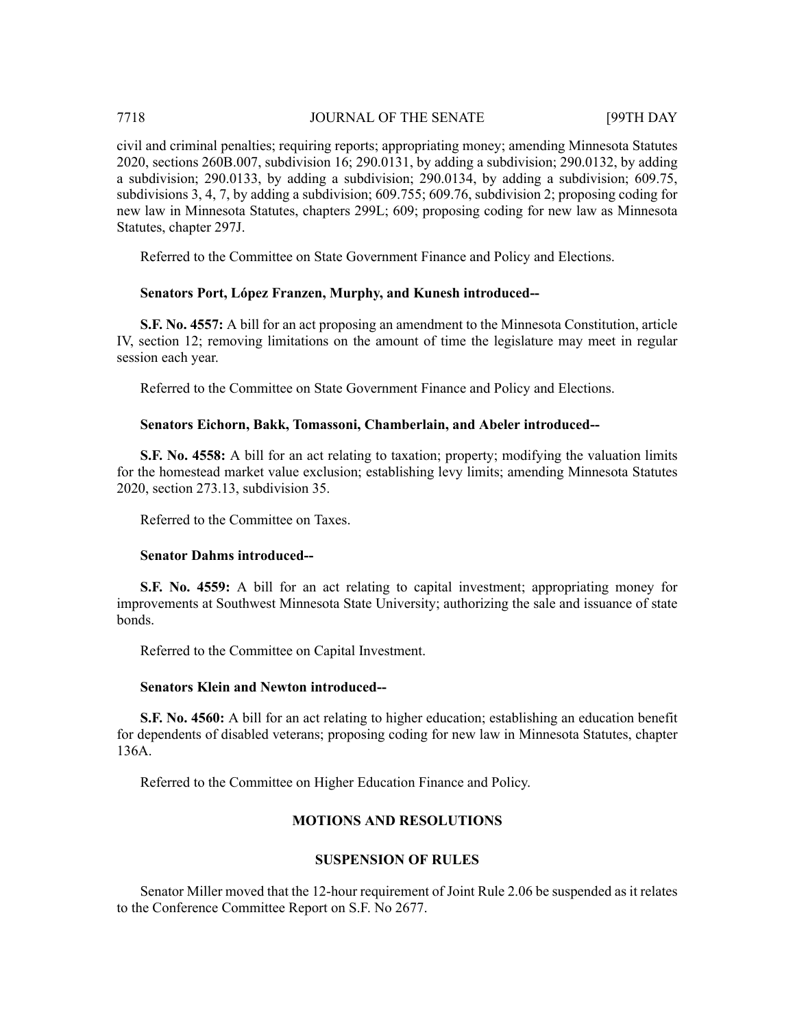civil and criminal penalties; requiring reports; appropriating money; amending Minnesota Statutes 2020, sections 260B.007, subdivision 16; 290.0131, by adding a subdivision; 290.0132, by adding a subdivision; 290.0133, by adding a subdivision; 290.0134, by adding a subdivision; 609.75, subdivisions 3, 4, 7, by adding a subdivision; 609.755; 609.76, subdivision 2; proposing coding for new law in Minnesota Statutes, chapters 299L; 609; proposing coding for new law as Minnesota Statutes, chapter 297J.

Referred to the Committee on State Government Finance and Policy and Elections.

**Senators Port, López Franzen, Murphy, and Kunesh introduced--**

**S.F. No. 4557:** A bill for an act proposing an amendment to the Minnesota Constitution, article IV, section 12; removing limitations on the amount of time the legislature may meet in regular session each year.

Referred to the Committee on State Government Finance and Policy and Elections.

**Senators Eichorn, Bakk, Tomassoni, Chamberlain, and Abeler introduced--**

**S.F. No. 4558:** A bill for an act relating to taxation; property; modifying the valuation limits for the homestead market value exclusion; establishing levy limits; amending Minnesota Statutes 2020, section 273.13, subdivision 35.

Referred to the Committee on Taxes.

**Senator Dahms introduced--**

**S.F. No. 4559:** A bill for an act relating to capital investment; appropriating money for improvements at Southwest Minnesota State University; authorizing the sale and issuance of state bonds.

Referred to the Committee on Capital Investment.

**Senators Klein and Newton introduced--**

**S.F. No. 4560:** A bill for an act relating to higher education; establishing an education benefit for dependents of disabled veterans; proposing coding for new law in Minnesota Statutes, chapter 136A.

Referred to the Committee on Higher Education Finance and Policy.

## MOTIONS AND RESOLUTIONS

### SUSPENSION OF RULES

Senator Miller moved that the 12-hour requirement of Joint Rule 2.06 be suspended as it relates to the Conference Committee Report on S.F. No 2677.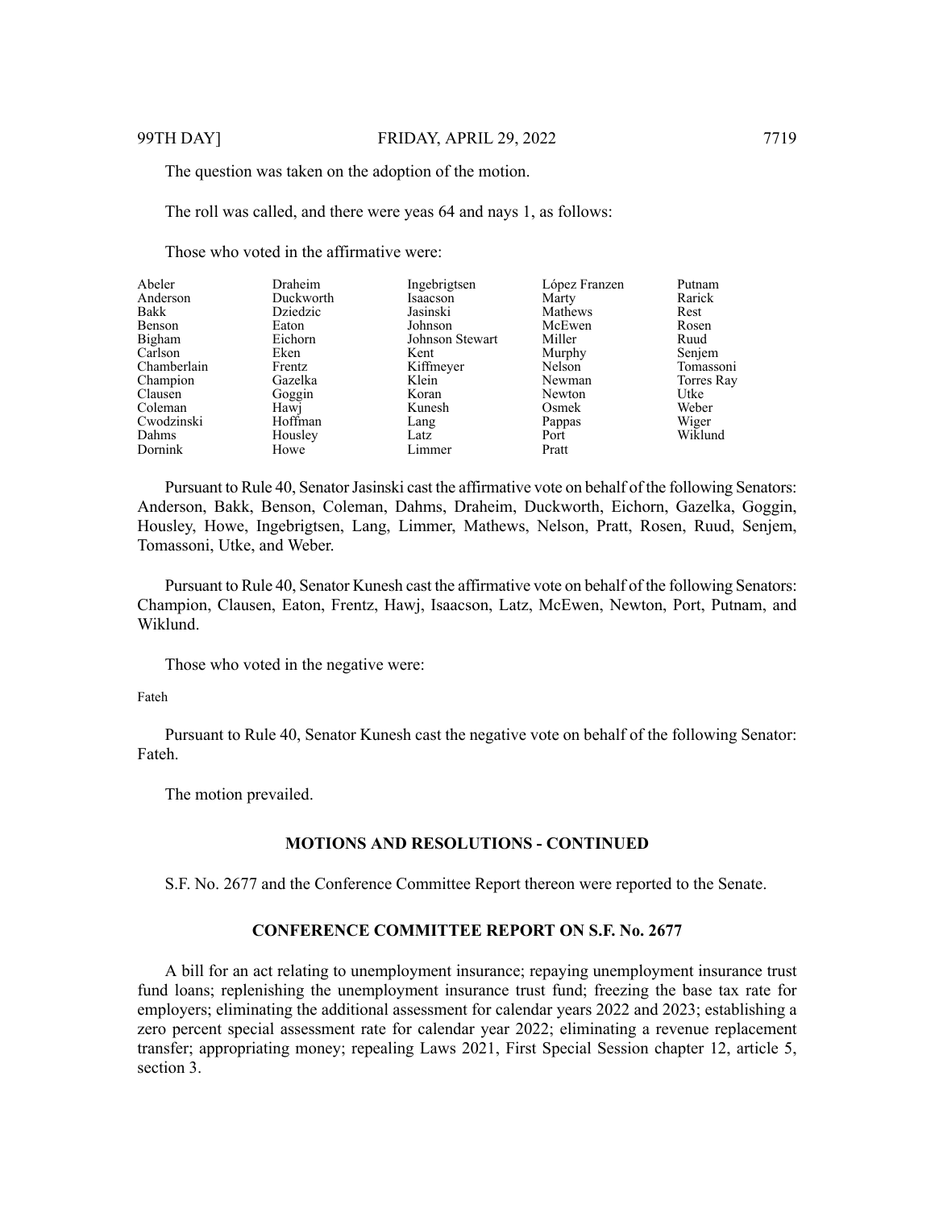The question was taken on the adoption of the motion.

The roll was called, and there were yeas 64 and nays 1, as follows:

Those who voted in the affirmative were:

| | | | | |
|---|---|---|---|---|
| Abeler | Draheim | Ingebrigtsen | López Franzen | Putnam |
| Anderson | Duckworth | Isaacson | Marty | Rarick |
| Bakk | Dziedzic | Jasinski | Mathews | Rest |
| Benson | Eaton | Johnson | McEwen | Rosen |
| Bigham | Eichorn | Johnson Stewart | Miller | Ruud |
| Carlson | Eken | Kent | Murphy | Senjem |
| Chamberlain | Frentz | Kiffmeyer | Nelson | Tomassoni |
| Champion | Gazelka | Klein | Newman | Torres Ray |
| Clausen | Goggin | Koran | Newton | Utke |
| Coleman | Hawj | Kunesh | Osmek | Weber |
| Cwodzinski | Hoffman | Lang | Pappas | Wiger |
| Dahms | Housley | Latz | Port | Wiklund |
| Dornink | Howe | Limmer | Pratt | |

Pursuant to Rule 40, Senator Jasinski cast the affirmative vote on behalf of the following Senators: Anderson, Bakk, Benson, Coleman, Dahms, Draheim, Duckworth, Eichorn, Gazelka, Goggin, Housley, Howe, Ingebrigtsen, Lang, Limmer, Mathews, Nelson, Pratt, Rosen, Ruud, Senjem, Tomassoni, Utke, and Weber.

Pursuant to Rule 40, Senator Kunesh cast the affirmative vote on behalf of the following Senators: Champion, Clausen, Eaton, Frentz, Hawj, Isaacson, Latz, McEwen, Newton, Port, Putnam, and Wiklund.

Those who voted in the negative were:

Fateh

Pursuant to Rule 40, Senator Kunesh cast the negative vote on behalf of the following Senator: Fateh.

The motion prevailed.

## MOTIONS AND RESOLUTIONS - CONTINUED

S.F. No. 2677 and the Conference Committee Report thereon were reported to the Senate.

## CONFERENCE COMMITTEE REPORT ON S.F. No. 2677

A bill for an act relating to unemployment insurance; repaying unemployment insurance trust fund loans; replenishing the unemployment insurance trust fund; freezing the base tax rate for employers; eliminating the additional assessment for calendar years 2022 and 2023; establishing a zero percent special assessment rate for calendar year 2022; eliminating a revenue replacement transfer; appropriating money; repealing Laws 2021, First Special Session chapter 12, article 5, section 3.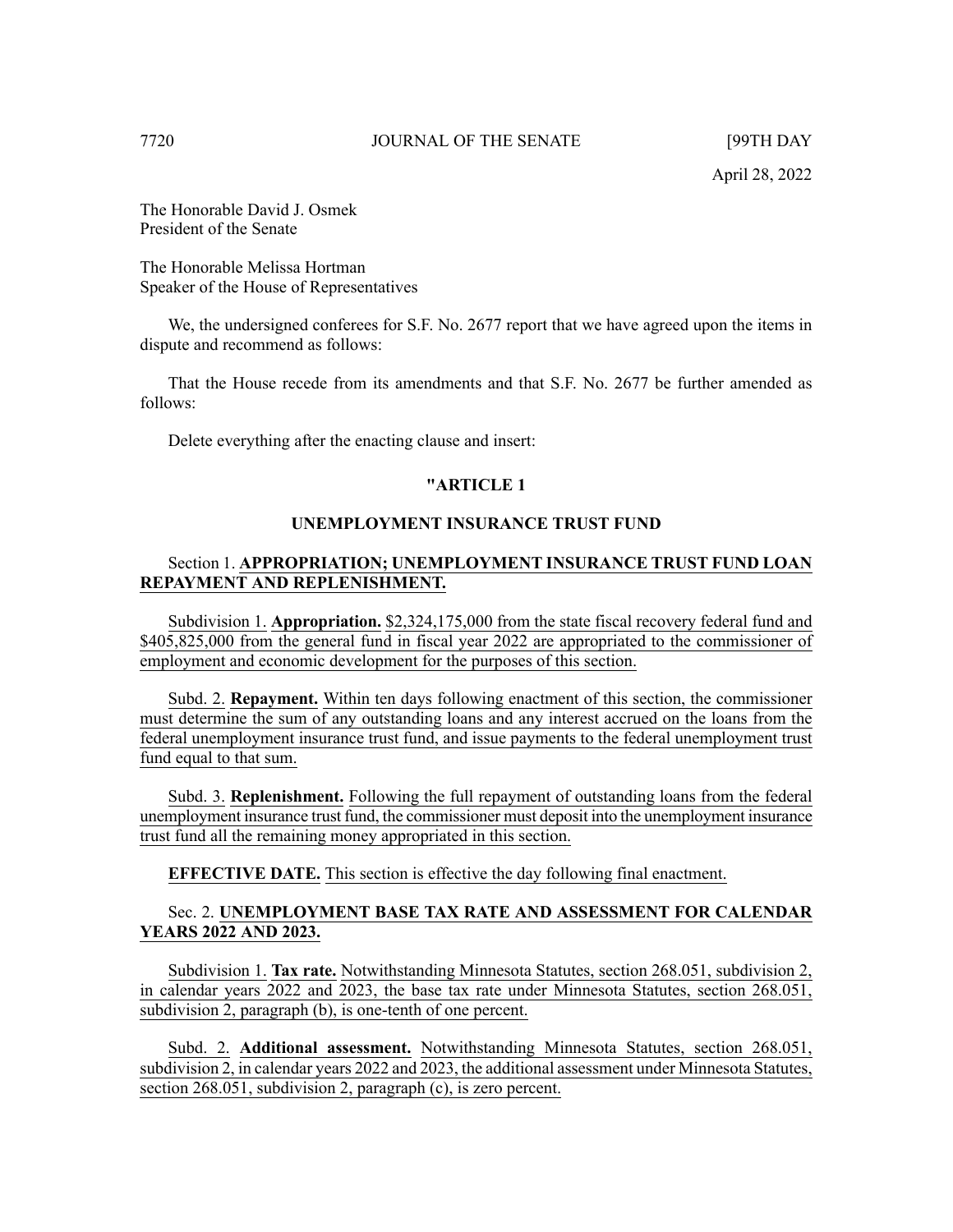April 28, 2022

The Honorable David J. Osmek
President of the Senate

The Honorable Melissa Hortman
Speaker of the House of Representatives

We, the undersigned conferees for S.F. No. 2677 report that we have agreed upon the items in dispute and recommend as follows:

That the House recede from its amendments and that S.F. No. 2677 be further amended as follows:

Delete everything after the enacting clause and insert:

## "ARTICLE 1

## UNEMPLOYMENT INSURANCE TRUST FUND

Section 1. **APPROPRIATION; UNEMPLOYMENT INSURANCE TRUST FUND LOAN REPAYMENT AND REPLENISHMENT.**

Subdivision 1. **Appropriation.** $2,324,175,000 from the state fiscal recovery federal fund and $405,825,000 from the general fund in fiscal year 2022 are appropriated to the commissioner of employment and economic development for the purposes of this section.

Subd. 2. **Repayment.** Within ten days following enactment of this section, the commissioner must determine the sum of any outstanding loans and any interest accrued on the loans from the federal unemployment insurance trust fund, and issue payments to the federal unemployment trust fund equal to that sum.

Subd. 3. **Replenishment.** Following the full repayment of outstanding loans from the federal unemployment insurance trust fund, the commissioner must deposit into the unemployment insurance trust fund all the remaining money appropriated in this section.

**EFFECTIVE DATE.** This section is effective the day following final enactment.

Sec. 2. **UNEMPLOYMENT BASE TAX RATE AND ASSESSMENT FOR CALENDAR YEARS 2022 AND 2023.**

Subdivision 1. **Tax rate.** Notwithstanding Minnesota Statutes, section 268.051, subdivision 2, in calendar years 2022 and 2023, the base tax rate under Minnesota Statutes, section 268.051, subdivision 2, paragraph (b), is one-tenth of one percent.

Subd. 2. **Additional assessment.** Notwithstanding Minnesota Statutes, section 268.051, subdivision 2, in calendar years 2022 and 2023, the additional assessment under Minnesota Statutes, section 268.051, subdivision 2, paragraph (c), is zero percent.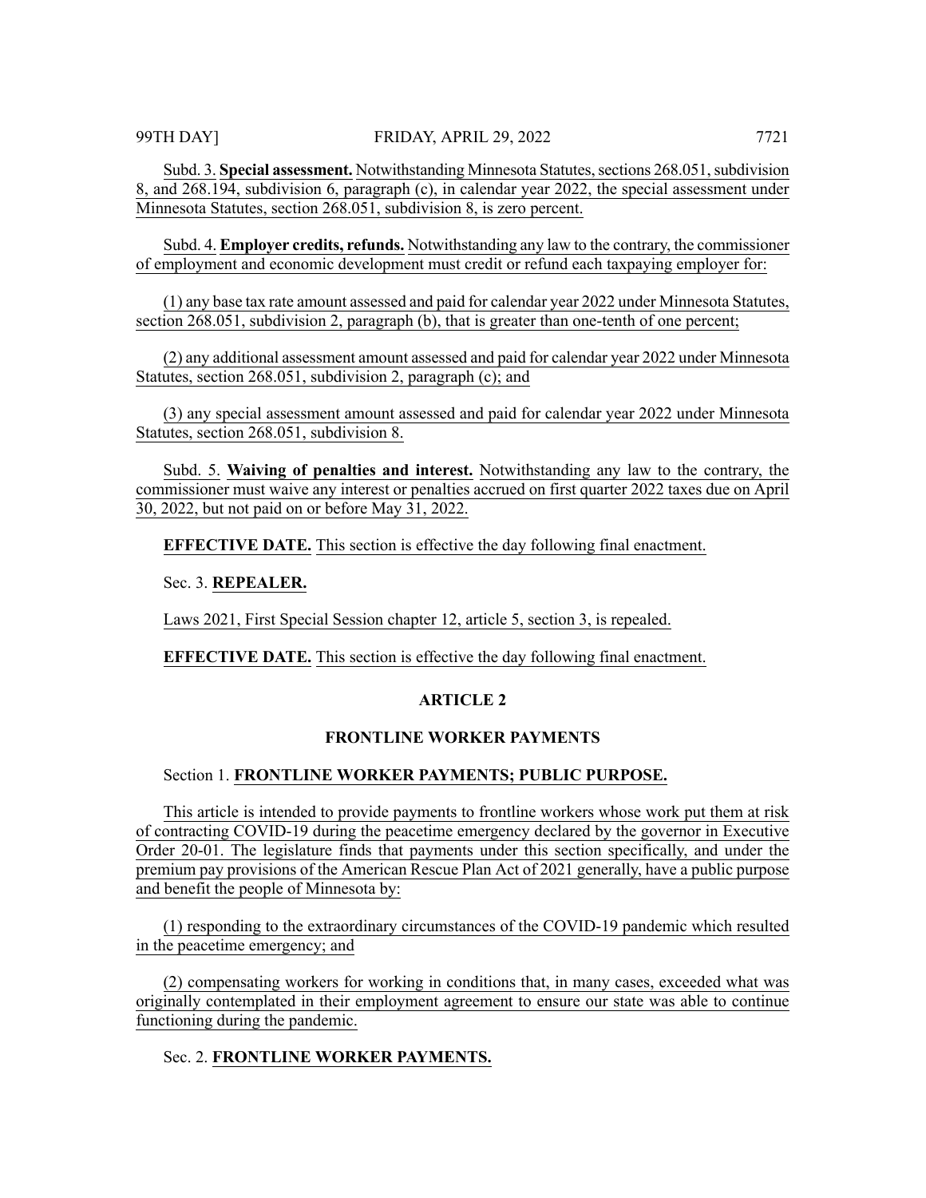Subd. 3. **Special assessment.** Notwithstanding Minnesota Statutes, sections 268.051, subdivision 8, and 268.194, subdivision 6, paragraph (c), in calendar year 2022, the special assessment under Minnesota Statutes, section 268.051, subdivision 8, is zero percent.

Subd. 4. **Employer credits, refunds.** Notwithstanding any law to the contrary, the commissioner of employment and economic development must credit or refund each taxpaying employer for:

(1) any base tax rate amount assessed and paid for calendar year 2022 under Minnesota Statutes, section 268.051, subdivision 2, paragraph (b), that is greater than one-tenth of one percent;

(2) any additional assessment amount assessed and paid for calendar year 2022 under Minnesota Statutes, section 268.051, subdivision 2, paragraph (c); and

(3) any special assessment amount assessed and paid for calendar year 2022 under Minnesota Statutes, section 268.051, subdivision 8.

Subd. 5. **Waiving of penalties and interest.** Notwithstanding any law to the contrary, the commissioner must waive any interest or penalties accrued on first quarter 2022 taxes due on April 30, 2022, but not paid on or before May 31, 2022.

**EFFECTIVE DATE.** This section is effective the day following final enactment.

Sec. 3. **REPEALER.**

Laws 2021, First Special Session chapter 12, article 5, section 3, is repealed.

**EFFECTIVE DATE.** This section is effective the day following final enactment.

## ARTICLE 2

## FRONTLINE WORKER PAYMENTS

Section 1. **FRONTLINE WORKER PAYMENTS; PUBLIC PURPOSE.**

This article is intended to provide payments to frontline workers whose work put them at risk of contracting COVID-19 during the peacetime emergency declared by the governor in Executive Order 20-01. The legislature finds that payments under this section specifically, and under the premium pay provisions of the American Rescue Plan Act of 2021 generally, have a public purpose and benefit the people of Minnesota by:

(1) responding to the extraordinary circumstances of the COVID-19 pandemic which resulted in the peacetime emergency; and

(2) compensating workers for working in conditions that, in many cases, exceeded what was originally contemplated in their employment agreement to ensure our state was able to continue functioning during the pandemic.

Sec. 2. **FRONTLINE WORKER PAYMENTS.**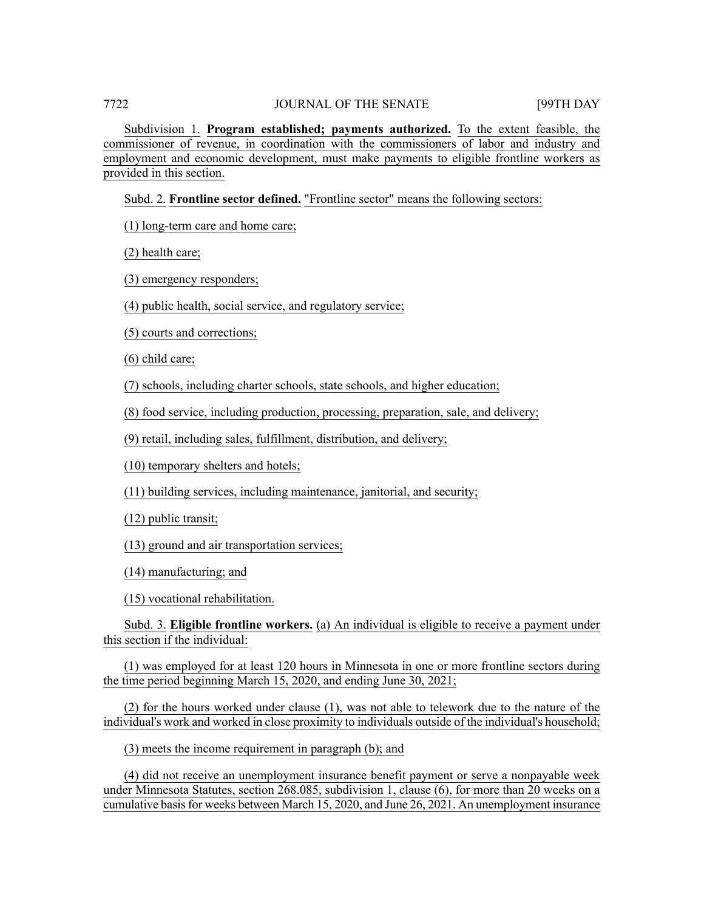Subdivision 1. **Program established; payments authorized.** To the extent feasible, the commissioner of revenue, in coordination with the commissioners of labor and industry and employment and economic development, must make payments to eligible frontline workers as provided in this section.

Subd. 2. **Frontline sector defined.** "Frontline sector" means the following sectors:

(1) long-term care and home care;

(2) health care;

(3) emergency responders;

(4) public health, social service, and regulatory service;

(5) courts and corrections;

(6) child care;

(7) schools, including charter schools, state schools, and higher education;

(8) food service, including production, processing, preparation, sale, and delivery;

(9) retail, including sales, fulfillment, distribution, and delivery;

(10) temporary shelters and hotels;

(11) building services, including maintenance, janitorial, and security;

(12) public transit;

(13) ground and air transportation services;

(14) manufacturing; and

(15) vocational rehabilitation.

Subd. 3. **Eligible frontline workers.** (a) An individual is eligible to receive a payment under this section if the individual:

(1) was employed for at least 120 hours in Minnesota in one or more frontline sectors during the time period beginning March 15, 2020, and ending June 30, 2021;

(2) for the hours worked under clause (1), was not able to telework due to the nature of the individual's work and worked in close proximity to individuals outside of the individual's household;

(3) meets the income requirement in paragraph (b); and

(4) did not receive an unemployment insurance benefit payment or serve a nonpayable week under Minnesota Statutes, section 268.085, subdivision 1, clause (6), for more than 20 weeks on a cumulative basis for weeks between March 15, 2020, and June 26, 2021. An unemployment insurance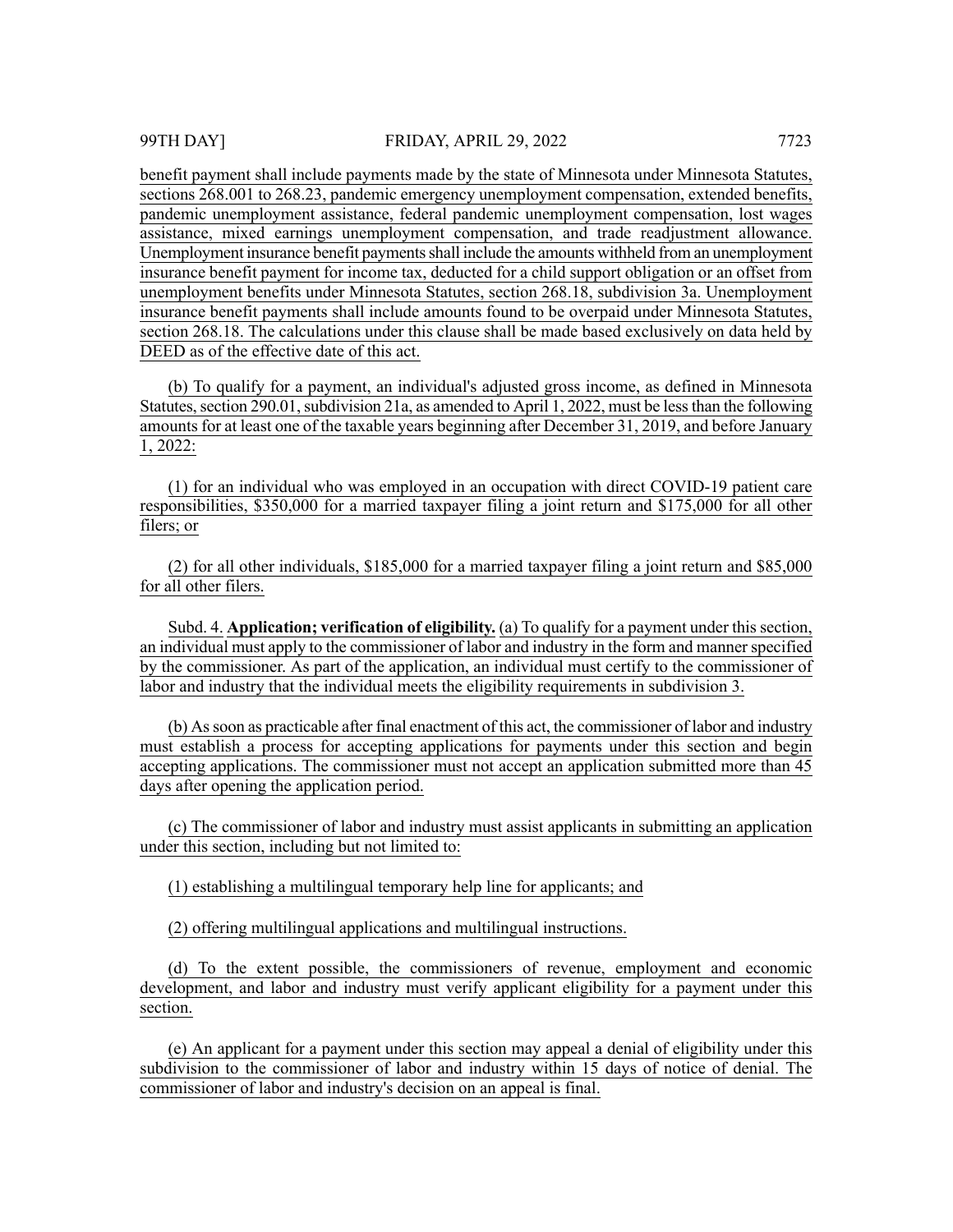benefit payment shall include payments made by the state of Minnesota under Minnesota Statutes, sections 268.001 to 268.23, pandemic emergency unemployment compensation, extended benefits, pandemic unemployment assistance, federal pandemic unemployment compensation, lost wages assistance, mixed earnings unemployment compensation, and trade readjustment allowance. Unemployment insurance benefit payments shall include the amounts withheld from an unemployment insurance benefit payment for income tax, deducted for a child support obligation or an offset from unemployment benefits under Minnesota Statutes, section 268.18, subdivision 3a. Unemployment insurance benefit payments shall include amounts found to be overpaid under Minnesota Statutes, section 268.18. The calculations under this clause shall be made based exclusively on data held by DEED as of the effective date of this act.

(b) To qualify for a payment, an individual's adjusted gross income, as defined in Minnesota Statutes, section 290.01, subdivision 21a, as amended to April 1, 2022, must be less than the following amounts for at least one of the taxable years beginning after December 31, 2019, and before January 1, 2022:

(1) for an individual who was employed in an occupation with direct COVID-19 patient care responsibilities, $350,000 for a married taxpayer filing a joint return and $175,000 for all other filers; or

(2) for all other individuals, $185,000 for a married taxpayer filing a joint return and $85,000 for all other filers.

Subd. 4. **Application; verification of eligibility.** (a) To qualify for a payment under this section, an individual must apply to the commissioner of labor and industry in the form and manner specified by the commissioner. As part of the application, an individual must certify to the commissioner of labor and industry that the individual meets the eligibility requirements in subdivision 3.

(b) As soon as practicable after final enactment of this act, the commissioner of labor and industry must establish a process for accepting applications for payments under this section and begin accepting applications. The commissioner must not accept an application submitted more than 45 days after opening the application period.

(c) The commissioner of labor and industry must assist applicants in submitting an application under this section, including but not limited to:

(1) establishing a multilingual temporary help line for applicants; and

(2) offering multilingual applications and multilingual instructions.

(d) To the extent possible, the commissioners of revenue, employment and economic development, and labor and industry must verify applicant eligibility for a payment under this section.

(e) An applicant for a payment under this section may appeal a denial of eligibility under this subdivision to the commissioner of labor and industry within 15 days of notice of denial. The commissioner of labor and industry's decision on an appeal is final.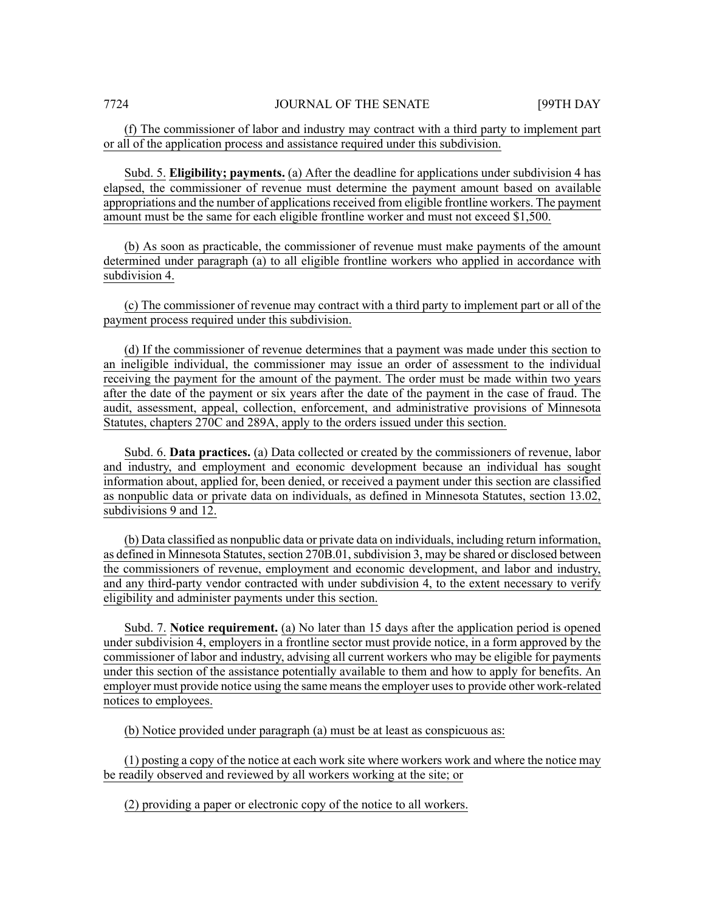(f) The commissioner of labor and industry may contract with a third party to implement part or all of the application process and assistance required under this subdivision.

Subd. 5. **Eligibility; payments.** (a) After the deadline for applications under subdivision 4 has elapsed, the commissioner of revenue must determine the payment amount based on available appropriations and the number of applications received from eligible frontline workers. The payment amount must be the same for each eligible frontline worker and must not exceed $1,500.

(b) As soon as practicable, the commissioner of revenue must make payments of the amount determined under paragraph (a) to all eligible frontline workers who applied in accordance with subdivision 4.

(c) The commissioner of revenue may contract with a third party to implement part or all of the payment process required under this subdivision.

(d) If the commissioner of revenue determines that a payment was made under this section to an ineligible individual, the commissioner may issue an order of assessment to the individual receiving the payment for the amount of the payment. The order must be made within two years after the date of the payment or six years after the date of the payment in the case of fraud. The audit, assessment, appeal, collection, enforcement, and administrative provisions of Minnesota Statutes, chapters 270C and 289A, apply to the orders issued under this section.

Subd. 6. **Data practices.** (a) Data collected or created by the commissioners of revenue, labor and industry, and employment and economic development because an individual has sought information about, applied for, been denied, or received a payment under this section are classified as nonpublic data or private data on individuals, as defined in Minnesota Statutes, section 13.02, subdivisions 9 and 12.

(b) Data classified as nonpublic data or private data on individuals, including return information, as defined in Minnesota Statutes, section 270B.01, subdivision 3, may be shared or disclosed between the commissioners of revenue, employment and economic development, and labor and industry, and any third-party vendor contracted with under subdivision 4, to the extent necessary to verify eligibility and administer payments under this section.

Subd. 7. **Notice requirement.** (a) No later than 15 days after the application period is opened under subdivision 4, employers in a frontline sector must provide notice, in a form approved by the commissioner of labor and industry, advising all current workers who may be eligible for payments under this section of the assistance potentially available to them and how to apply for benefits. An employer must provide notice using the same means the employer uses to provide other work-related notices to employees.

(b) Notice provided under paragraph (a) must be at least as conspicuous as:

(1) posting a copy of the notice at each work site where workers work and where the notice may be readily observed and reviewed by all workers working at the site; or

(2) providing a paper or electronic copy of the notice to all workers.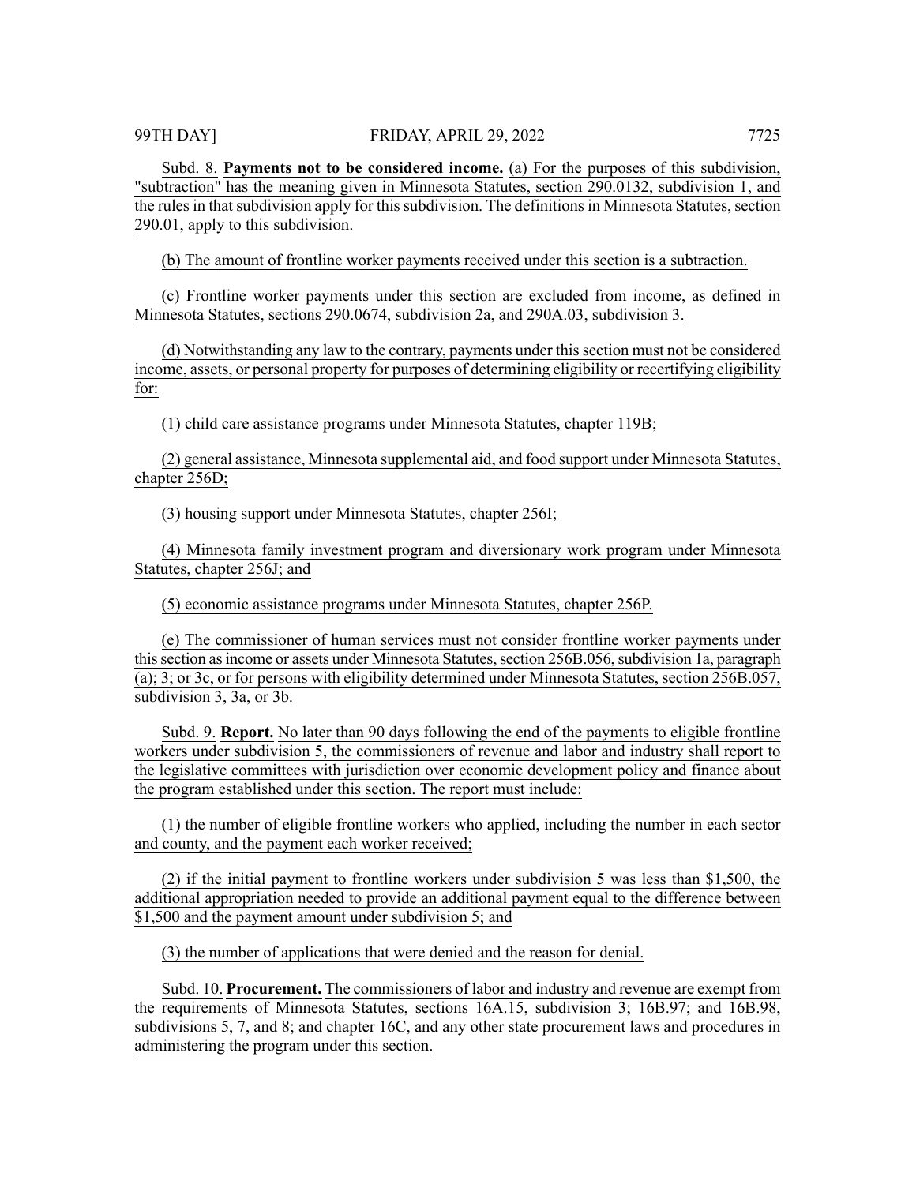Subd. 8. **Payments not to be considered income.** (a) For the purposes of this subdivision, "subtraction" has the meaning given in Minnesota Statutes, section 290.0132, subdivision 1, and the rules in that subdivision apply for this subdivision. The definitions in Minnesota Statutes, section 290.01, apply to this subdivision.

(b) The amount of frontline worker payments received under this section is a subtraction.

(c) Frontline worker payments under this section are excluded from income, as defined in Minnesota Statutes, sections 290.0674, subdivision 2a, and 290A.03, subdivision 3.

(d) Notwithstanding any law to the contrary, payments under this section must not be considered income, assets, or personal property for purposes of determining eligibility or recertifying eligibility for:

(1) child care assistance programs under Minnesota Statutes, chapter 119B;

(2) general assistance, Minnesota supplemental aid, and food support under Minnesota Statutes, chapter 256D;

(3) housing support under Minnesota Statutes, chapter 256I;

(4) Minnesota family investment program and diversionary work program under Minnesota Statutes, chapter 256J; and

(5) economic assistance programs under Minnesota Statutes, chapter 256P.

(e) The commissioner of human services must not consider frontline worker payments under this section as income or assets under Minnesota Statutes, section 256B.056, subdivision 1a, paragraph (a); 3; or 3c, or for persons with eligibility determined under Minnesota Statutes, section 256B.057, subdivision 3, 3a, or 3b.

Subd. 9. **Report.** No later than 90 days following the end of the payments to eligible frontline workers under subdivision 5, the commissioners of revenue and labor and industry shall report to the legislative committees with jurisdiction over economic development policy and finance about the program established under this section. The report must include:

(1) the number of eligible frontline workers who applied, including the number in each sector and county, and the payment each worker received;

(2) if the initial payment to frontline workers under subdivision 5 was less than $1,500, the additional appropriation needed to provide an additional payment equal to the difference between $1,500 and the payment amount under subdivision 5; and

(3) the number of applications that were denied and the reason for denial.

Subd. 10. **Procurement.** The commissioners of labor and industry and revenue are exempt from the requirements of Minnesota Statutes, sections 16A.15, subdivision 3; 16B.97; and 16B.98, subdivisions 5, 7, and 8; and chapter 16C, and any other state procurement laws and procedures in administering the program under this section.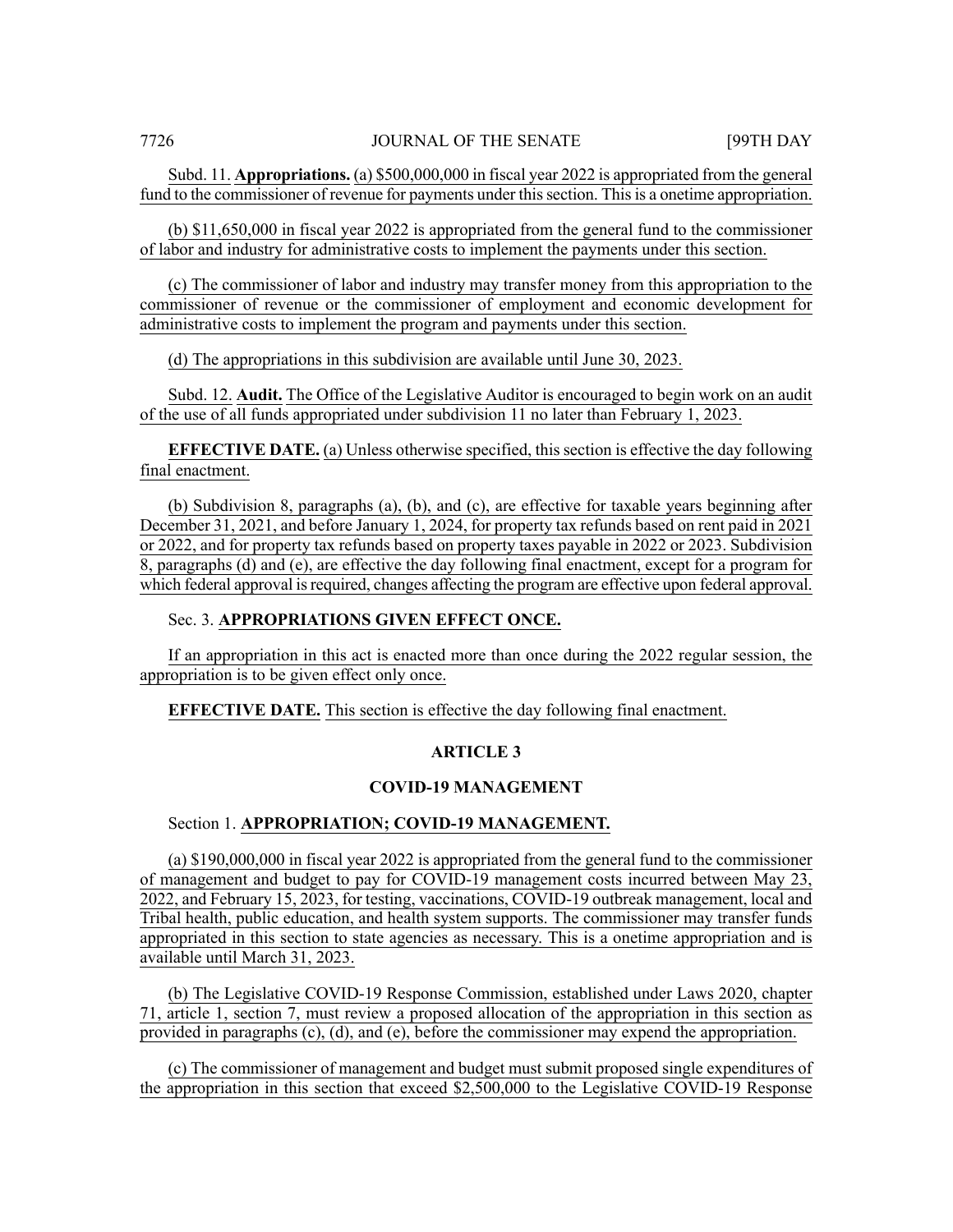Subd. 11. **Appropriations.** (a) $500,000,000 in fiscal year 2022 is appropriated from the general fund to the commissioner of revenue for payments under this section. This is a onetime appropriation.

(b) $11,650,000 in fiscal year 2022 is appropriated from the general fund to the commissioner of labor and industry for administrative costs to implement the payments under this section.

(c) The commissioner of labor and industry may transfer money from this appropriation to the commissioner of revenue or the commissioner of employment and economic development for administrative costs to implement the program and payments under this section.

(d) The appropriations in this subdivision are available until June 30, 2023.

Subd. 12. **Audit.** The Office of the Legislative Auditor is encouraged to begin work on an audit of the use of all funds appropriated under subdivision 11 no later than February 1, 2023.

**EFFECTIVE DATE.** (a) Unless otherwise specified, this section is effective the day following final enactment.

(b) Subdivision 8, paragraphs (a), (b), and (c), are effective for taxable years beginning after December 31, 2021, and before January 1, 2024, for property tax refunds based on rent paid in 2021 or 2022, and for property tax refunds based on property taxes payable in 2022 or 2023. Subdivision 8, paragraphs (d) and (e), are effective the day following final enactment, except for a program for which federal approval is required, changes affecting the program are effective upon federal approval.

Sec. 3. **APPROPRIATIONS GIVEN EFFECT ONCE.**

If an appropriation in this act is enacted more than once during the 2022 regular session, the appropriation is to be given effect only once.

**EFFECTIVE DATE.** This section is effective the day following final enactment.

## ARTICLE 3

## COVID-19 MANAGEMENT

Section 1. **APPROPRIATION; COVID-19 MANAGEMENT.**

(a) $190,000,000 in fiscal year 2022 is appropriated from the general fund to the commissioner of management and budget to pay for COVID-19 management costs incurred between May 23, 2022, and February 15, 2023, for testing, vaccinations, COVID-19 outbreak management, local and Tribal health, public education, and health system supports. The commissioner may transfer funds appropriated in this section to state agencies as necessary. This is a onetime appropriation and is available until March 31, 2023.

(b) The Legislative COVID-19 Response Commission, established under Laws 2020, chapter 71, article 1, section 7, must review a proposed allocation of the appropriation in this section as provided in paragraphs (c), (d), and (e), before the commissioner may expend the appropriation.

(c) The commissioner of management and budget must submit proposed single expenditures of the appropriation in this section that exceed $2,500,000 to the Legislative COVID-19 Response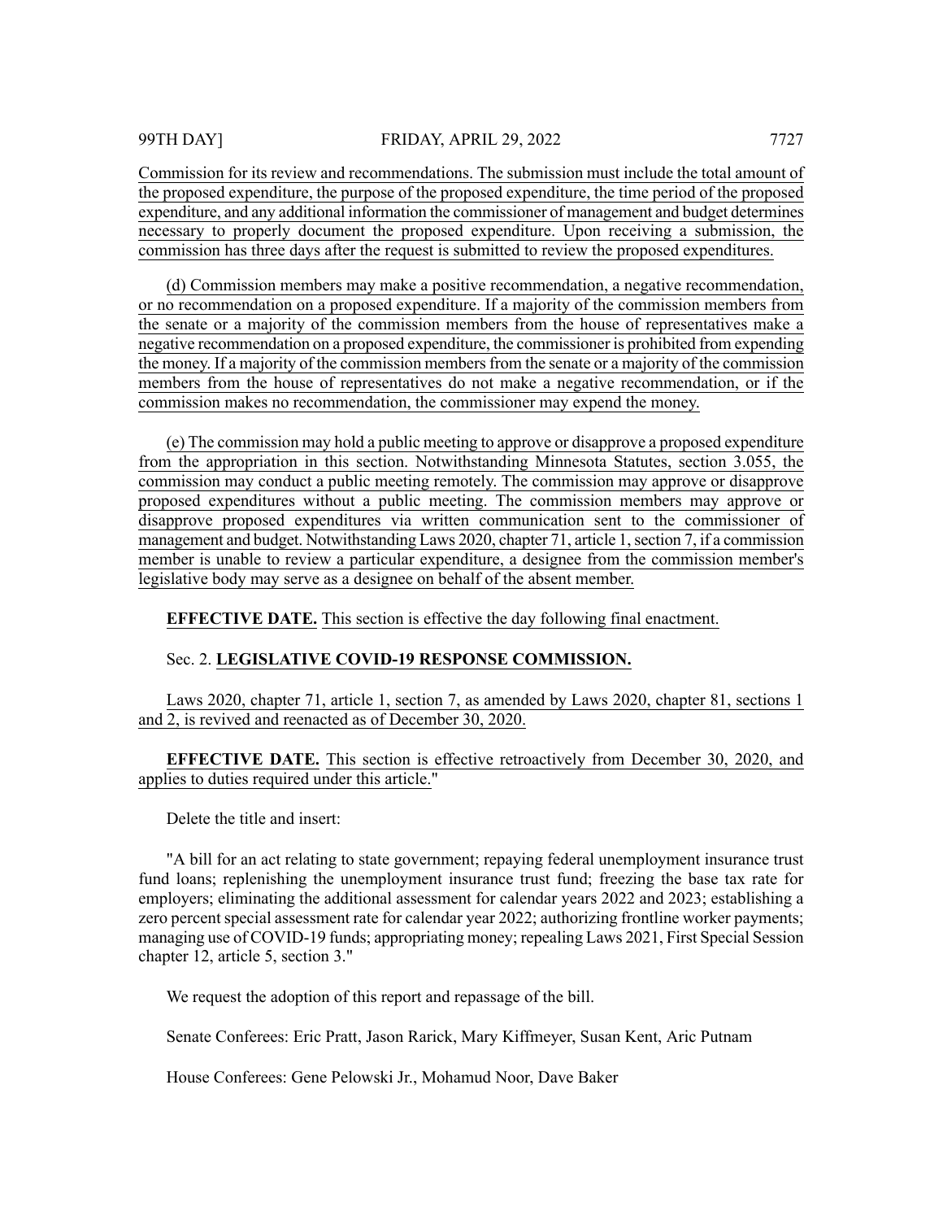Commission for its review and recommendations. The submission must include the total amount of the proposed expenditure, the purpose of the proposed expenditure, the time period of the proposed expenditure, and any additional information the commissioner of management and budget determines necessary to properly document the proposed expenditure. Upon receiving a submission, the commission has three days after the request is submitted to review the proposed expenditures.

(d) Commission members may make a positive recommendation, a negative recommendation, or no recommendation on a proposed expenditure. If a majority of the commission members from the senate or a majority of the commission members from the house of representatives make a negative recommendation on a proposed expenditure, the commissioner is prohibited from expending the money. If a majority of the commission members from the senate or a majority of the commission members from the house of representatives do not make a negative recommendation, or if the commission makes no recommendation, the commissioner may expend the money.

(e) The commission may hold a public meeting to approve or disapprove a proposed expenditure from the appropriation in this section. Notwithstanding Minnesota Statutes, section 3.055, the commission may conduct a public meeting remotely. The commission may approve or disapprove proposed expenditures without a public meeting. The commission members may approve or disapprove proposed expenditures via written communication sent to the commissioner of management and budget. Notwithstanding Laws 2020, chapter 71, article 1, section 7, if a commission member is unable to review a particular expenditure, a designee from the commission member's legislative body may serve as a designee on behalf of the absent member.

**EFFECTIVE DATE.** This section is effective the day following final enactment.

Sec. 2. **LEGISLATIVE COVID-19 RESPONSE COMMISSION.**

Laws 2020, chapter 71, article 1, section 7, as amended by Laws 2020, chapter 81, sections 1 and 2, is revived and reenacted as of December 30, 2020.

**EFFECTIVE DATE.** This section is effective retroactively from December 30, 2020, and applies to duties required under this article."

Delete the title and insert:

"A bill for an act relating to state government; repaying federal unemployment insurance trust fund loans; replenishing the unemployment insurance trust fund; freezing the base tax rate for employers; eliminating the additional assessment for calendar years 2022 and 2023; establishing a zero percent special assessment rate for calendar year 2022; authorizing frontline worker payments; managing use of COVID-19 funds; appropriating money; repealing Laws 2021, First Special Session chapter 12, article 5, section 3."

We request the adoption of this report and repassage of the bill.

Senate Conferees: Eric Pratt, Jason Rarick, Mary Kiffmeyer, Susan Kent, Aric Putnam

House Conferees: Gene Pelowski Jr., Mohamud Noor, Dave Baker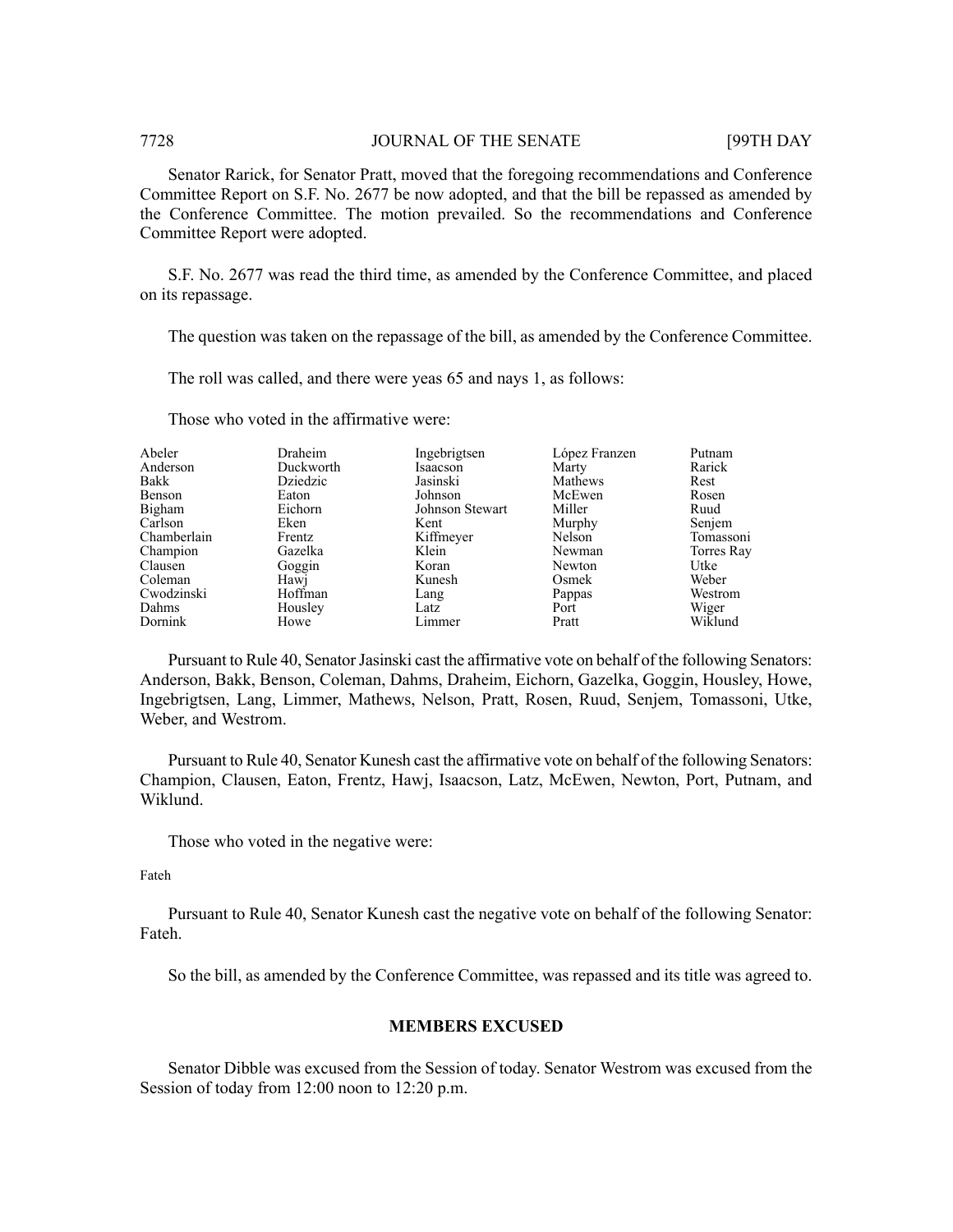Senator Rarick, for Senator Pratt, moved that the foregoing recommendations and Conference Committee Report on S.F. No. 2677 be now adopted, and that the bill be repassed as amended by the Conference Committee. The motion prevailed. So the recommendations and Conference Committee Report were adopted.

S.F. No. 2677 was read the third time, as amended by the Conference Committee, and placed on its repassage.

The question was taken on the repassage of the bill, as amended by the Conference Committee.

The roll was called, and there were yeas 65 and nays 1, as follows:

Those who voted in the affirmative were:

| | | | | |
|---|---|---|---|---|
| Abeler | Draheim | Ingebrigtsen | López Franzen | Putnam |
| Anderson | Duckworth | Isaacson | Marty | Rarick |
| Bakk | Dziedzic | Jasinski | Mathews | Rest |
| Benson | Eaton | Johnson | McEwen | Rosen |
| Bigham | Eichorn | Johnson Stewart | Miller | Ruud |
| Carlson | Eken | Kent | Murphy | Senjem |
| Chamberlain | Frentz | Kiffmeyer | Nelson | Tomassoni |
| Champion | Gazelka | Klein | Newman | Torres Ray |
| Clausen | Goggin | Koran | Newton | Utke |
| Coleman | Hawj | Kunesh | Osmek | Weber |
| Cwodzinski | Hoffman | Lang | Pappas | Westrom |
| Dahms | Housley | Latz | Port | Wiger |
| Dornink | Howe | Limmer | Pratt | Wiklund |

Pursuant to Rule 40, Senator Jasinski cast the affirmative vote on behalf of the following Senators: Anderson, Bakk, Benson, Coleman, Dahms, Draheim, Eichorn, Gazelka, Goggin, Housley, Howe, Ingebrigtsen, Lang, Limmer, Mathews, Nelson, Pratt, Rosen, Ruud, Senjem, Tomassoni, Utke, Weber, and Westrom.

Pursuant to Rule 40, Senator Kunesh cast the affirmative vote on behalf of the following Senators: Champion, Clausen, Eaton, Frentz, Hawj, Isaacson, Latz, McEwen, Newton, Port, Putnam, and Wiklund.

Those who voted in the negative were:

Fateh

Pursuant to Rule 40, Senator Kunesh cast the negative vote on behalf of the following Senator: Fateh.

So the bill, as amended by the Conference Committee, was repassed and its title was agreed to.

## MEMBERS EXCUSED

Senator Dibble was excused from the Session of today. Senator Westrom was excused from the Session of today from 12:00 noon to 12:20 p.m.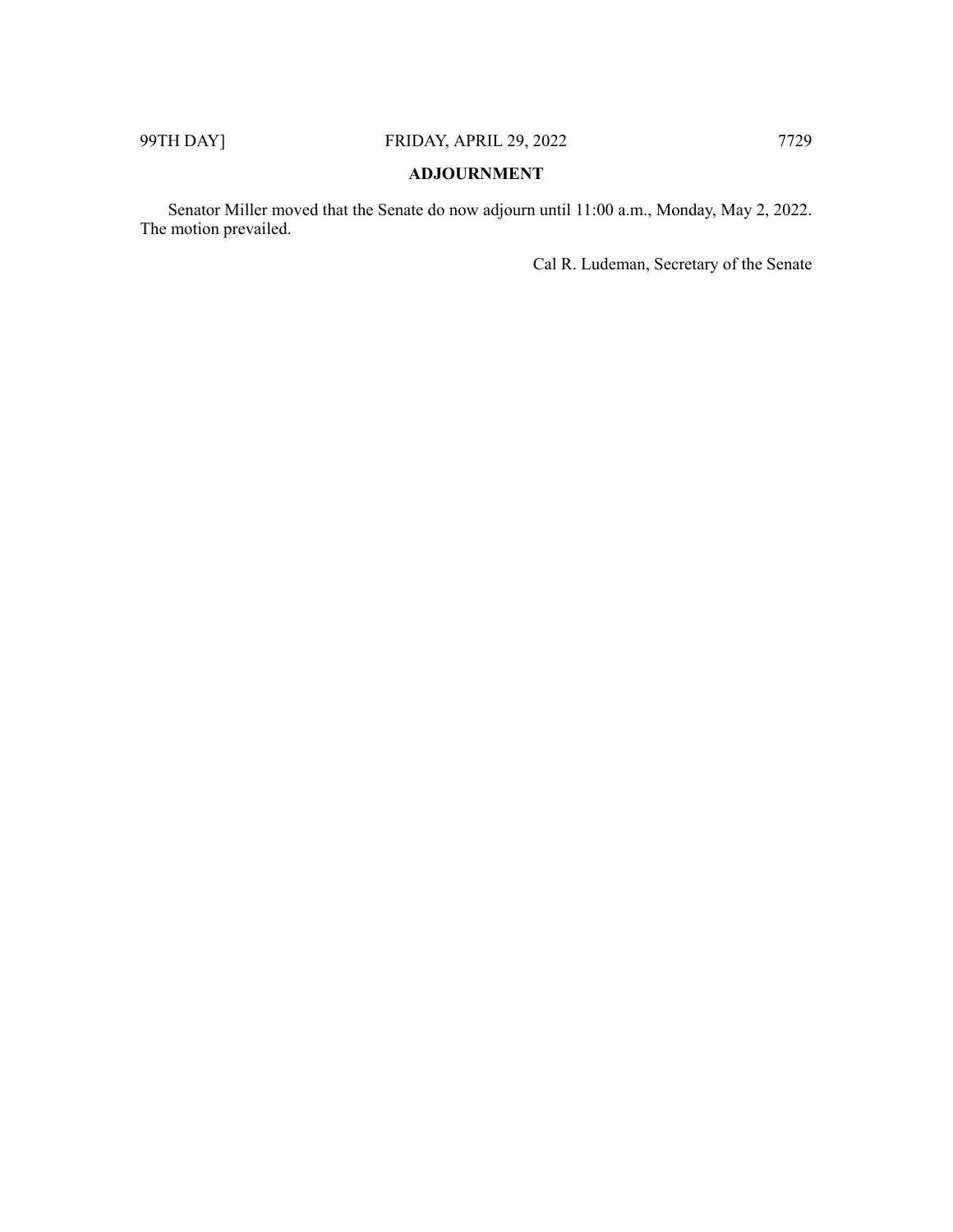## ADJOURNMENT

Senator Miller moved that the Senate do now adjourn until 11:00 a.m., Monday, May 2, 2022. The motion prevailed.

Cal R. Ludeman, Secretary of the Senate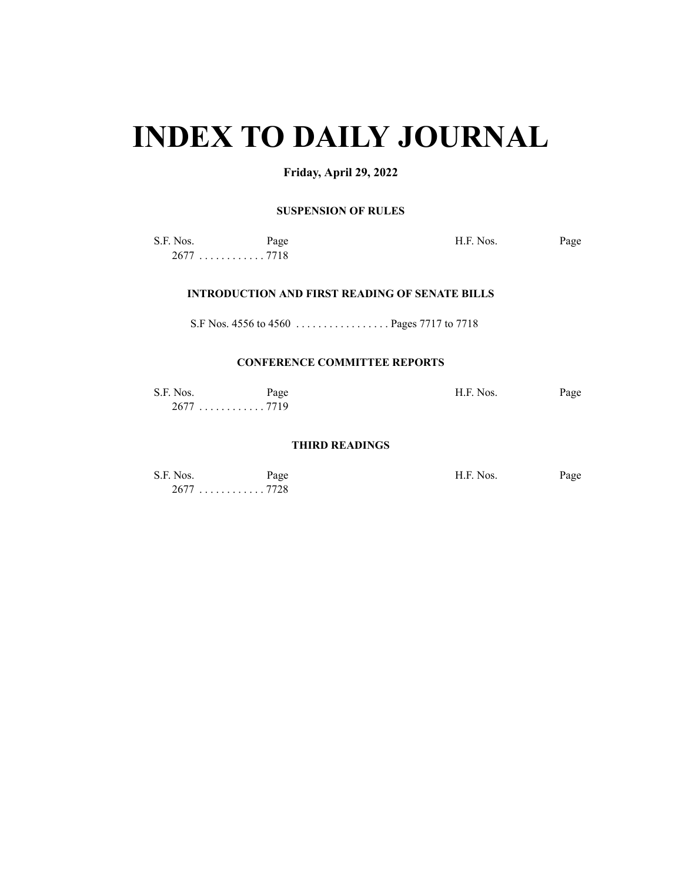# INDEX TO DAILY JOURNAL

**Friday, April 29, 2022**

### SUSPENSION OF RULES

| S.F. Nos. | Page | H.F. Nos. | Page |
|---|---|---|---|
| 2677 | 7718 | | |

### INTRODUCTION AND FIRST READING OF SENATE BILLS

S.F Nos. 4556 to 4560 . . . . . . . . . . . . . . . . . Pages 7717 to 7718

### CONFERENCE COMMITTEE REPORTS

| S.F. Nos. | Page | H.F. Nos. | Page |
|---|---|---|---|
| 2677 | 7719 | | |

### THIRD READINGS

| S.F. Nos. | Page | H.F. Nos. | Page |
|---|---|---|---|
| 2677 | 7728 | | |